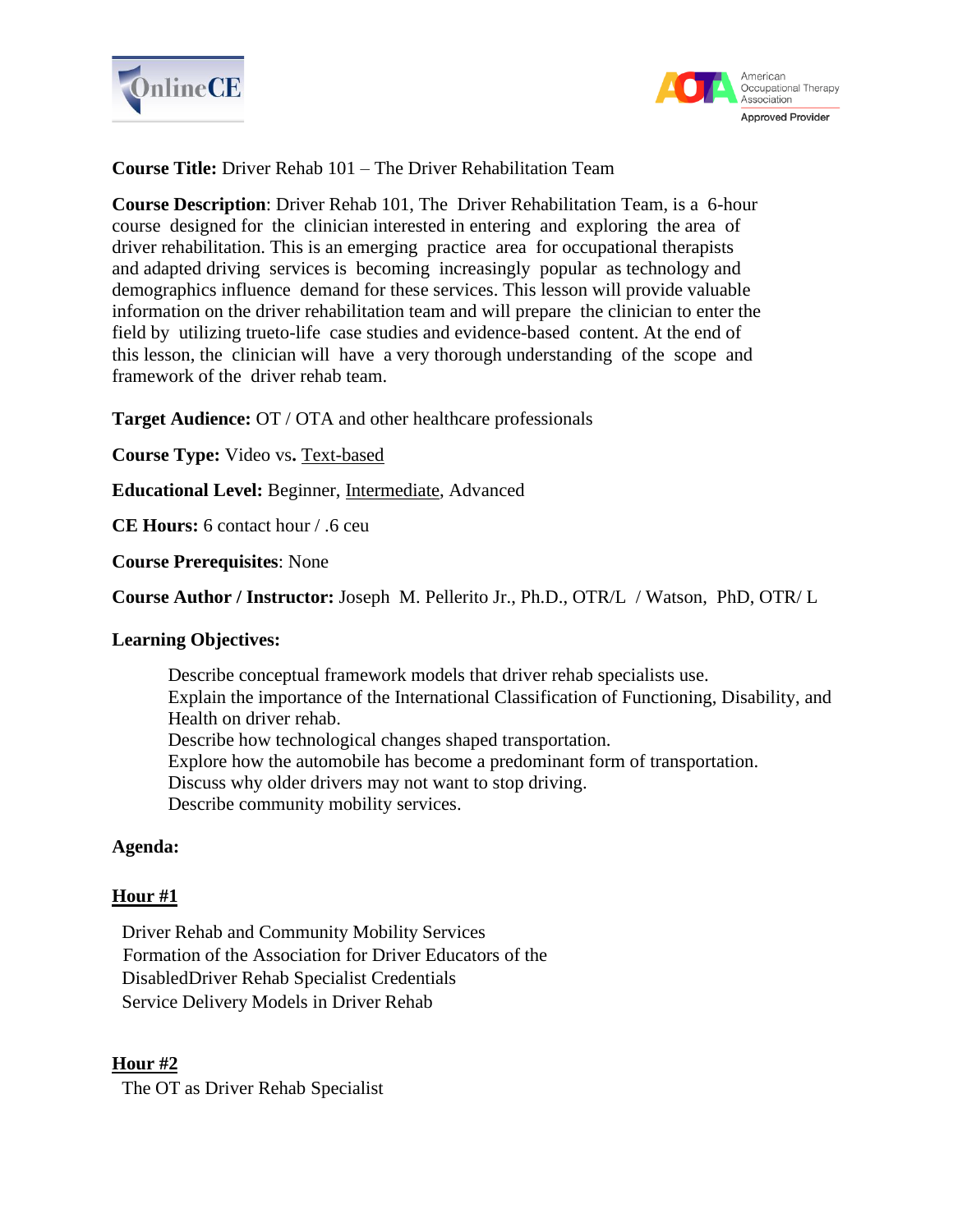**Course Title:** Driver Rehab 101 – The Driver Rehabilitation Team

**Course Description**: Driver Rehab 101, The Driver Rehabilitation Team, is a 6-hour course designed for the clinician interested in entering and exploring the area of driver rehabilitation. This is an emerging practice area for occupational therapists and adapted driving services is becoming increasingly popular as technology and demographics influence demand for these services. This lesson will provide valuable information on the driver rehabilitation team and will prepare the clinician to enter the field by utilizing trueto-life case studies and evidence-based content. At the end of this lesson, the clinician will have a very thorough understanding of the scope and framework of the driver rehab team.

**Target Audience:** OT / OTA and other healthcare professionals

**Course Type:** Video vs**.** <u>Text-based</u>

**Educational Level:** Beginner, <u>Intermediate</u>, Advanced

**CE Hours:** 6 contact hour / .6 ceu

**Course Prerequisites**: None

**Course Author / Instructor:** Joseph M. Pellerito Jr., Ph.D., OTR/L / Watson, PhD, OTR/ L

**Learning Objectives:**

- Describe conceptual framework models that driver rehab specialists use.
- Explain the importance of the International Classification of Functioning, Disability, and Health on driver rehab.
- Describe how technological changes shaped transportation.
- Explore how the automobile has become a predominant form of transportation.
- Discuss why older drivers may not want to stop driving.
- Describe community mobility services.

**Agenda:**

**<u>Hour #1</u>**

Driver Rehab and Community Mobility Services
Formation of the Association for Driver Educators of the DisabledDriver Rehab Specialist Credentials
Service Delivery Models in Driver Rehab

**<u>Hour #2</u>**

The OT as Driver Rehab Specialist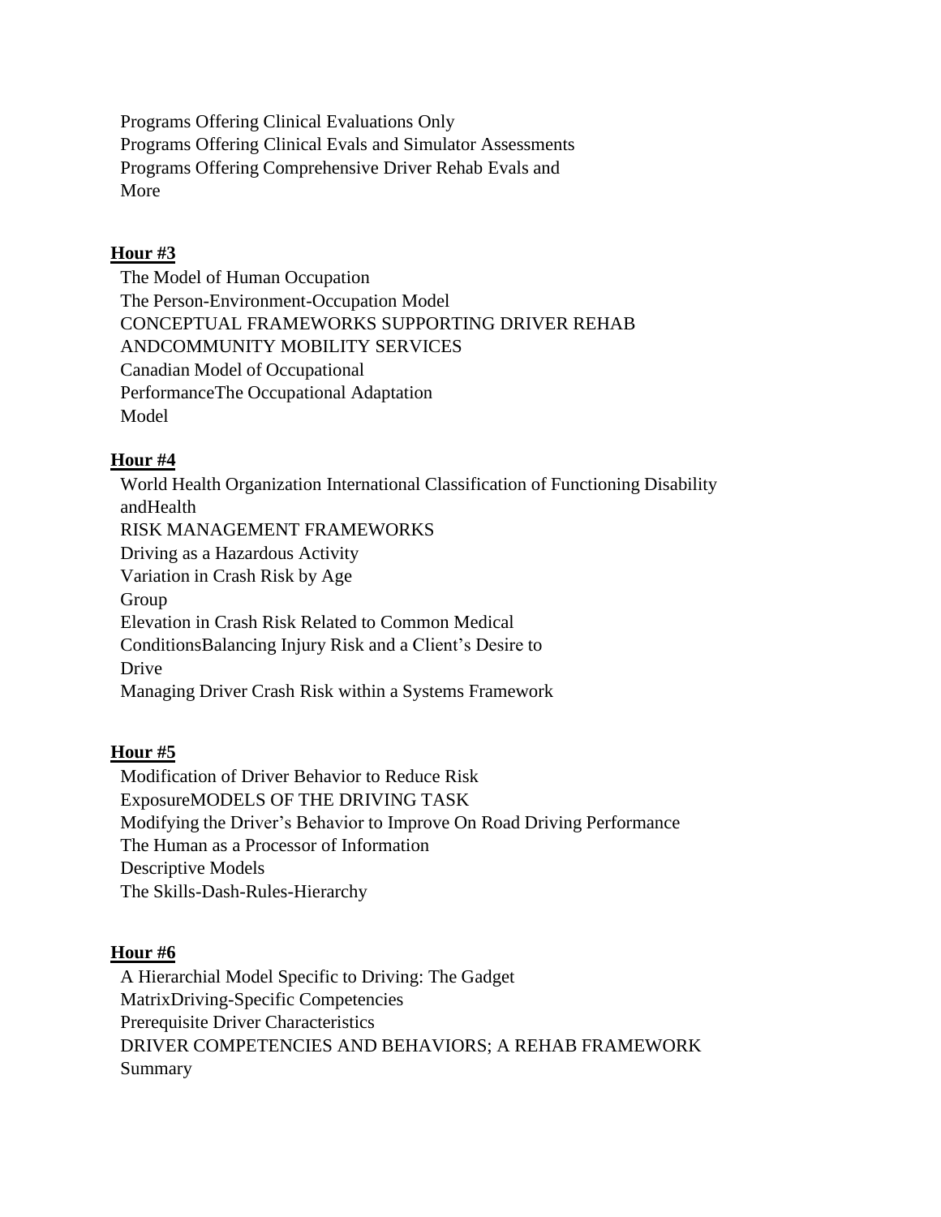Programs Offering Clinical Evaluations Only
Programs Offering Clinical Evals and Simulator Assessments
Programs Offering Comprehensive Driver Rehab Evals and
More

**Hour #3**

The Model of Human Occupation
The Person-Environment-Occupation Model
CONCEPTUAL FRAMEWORKS SUPPORTING DRIVER REHAB
ANDCOMMUNITY MOBILITY SERVICES
Canadian Model of Occupational
PerformanceThe Occupational Adaptation
Model

**Hour #4**

World Health Organization International Classification of Functioning Disability
andHealth
RISK MANAGEMENT FRAMEWORKS
Driving as a Hazardous Activity
Variation in Crash Risk by Age
Group
Elevation in Crash Risk Related to Common Medical
ConditionsBalancing Injury Risk and a Client's Desire to
Drive
Managing Driver Crash Risk within a Systems Framework

**Hour #5**

Modification of Driver Behavior to Reduce Risk
ExposureMODELS OF THE DRIVING TASK
Modifying the Driver's Behavior to Improve On Road Driving Performance
The Human as a Processor of Information
Descriptive Models
The Skills-Dash-Rules-Hierarchy

**Hour #6**

A Hierarchial Model Specific to Driving: The Gadget
MatrixDriving-Specific Competencies
Prerequisite Driver Characteristics
DRIVER COMPETENCIES AND BEHAVIORS; A REHAB FRAMEWORK
Summary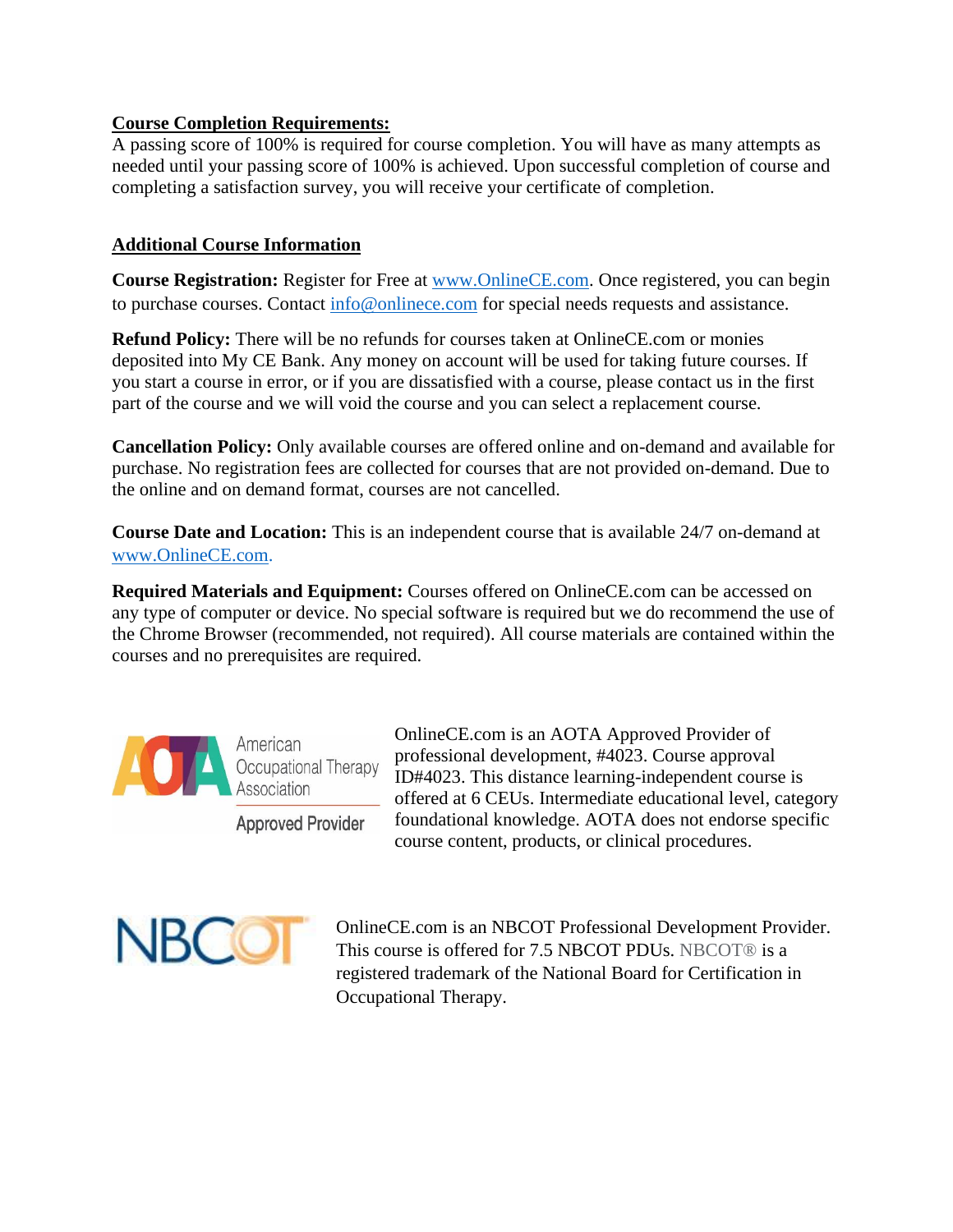**Course Completion Requirements:**

A passing score of 100% is required for course completion. You will have as many attempts as needed until your passing score of 100% is achieved. Upon successful completion of course and completing a satisfaction survey, you will receive your certificate of completion.

**Additional Course Information**

**Course Registration:** Register for Free at www.OnlineCE.com. Once registered, you can begin to purchase courses. Contact info@onlinece.com for special needs requests and assistance.

**Refund Policy:** There will be no refunds for courses taken at OnlineCE.com or monies deposited into My CE Bank. Any money on account will be used for taking future courses. If you start a course in error, or if you are dissatisfied with a course, please contact us in the first part of the course and we will void the course and you can select a replacement course.

**Cancellation Policy:** Only available courses are offered online and on-demand and available for purchase. No registration fees are collected for courses that are not provided on-demand. Due to the online and on demand format, courses are not cancelled.

**Course Date and Location:** This is an independent course that is available 24/7 on-demand at www.OnlineCE.com.

**Required Materials and Equipment:** Courses offered on OnlineCE.com can be accessed on any type of computer or device. No special software is required but we do recommend the use of the Chrome Browser (recommended, not required). All course materials are contained within the courses and no prerequisites are required.

AOTA American Occupational Therapy Association Approved Provider

OnlineCE.com is an AOTA Approved Provider of professional development, #4023. Course approval ID#4023. This distance learning-independent course is offered at 6 CEUs. Intermediate educational level, category foundational knowledge. AOTA does not endorse specific course content, products, or clinical procedures.

NBCOT

OnlineCE.com is an NBCOT Professional Development Provider. This course is offered for 7.5 NBCOT PDUs. NBCOT® is a registered trademark of the National Board for Certification in Occupational Therapy.